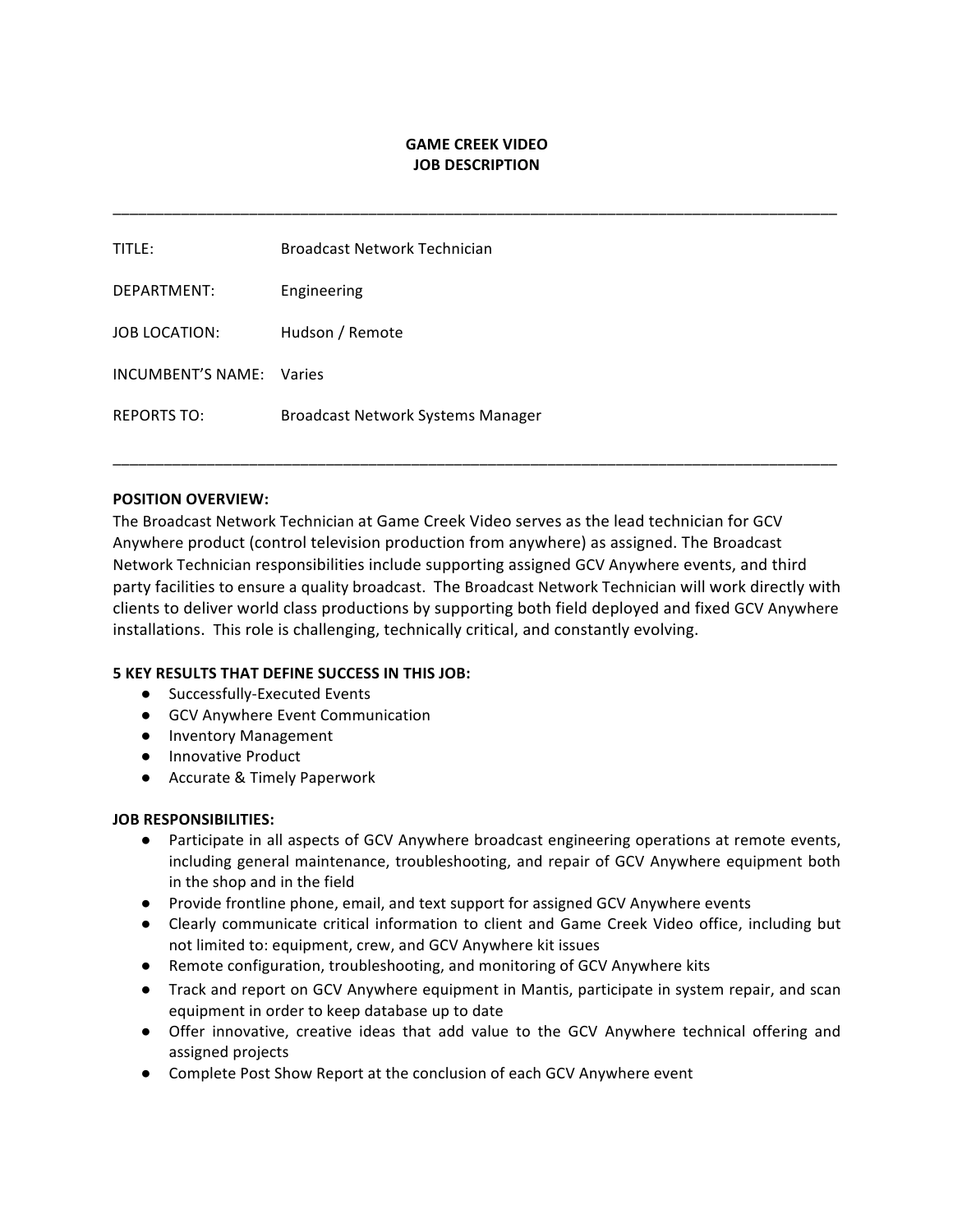**GAME CREEK VIDEO**
**JOB DESCRIPTION**

---

| | |
|---|---|
| TITLE: | Broadcast Network Technician |
| DEPARTMENT: | Engineering |
| JOB LOCATION: | Hudson / Remote |
| INCUMBENT'S NAME: | Varies |
| REPORTS TO: | Broadcast Network Systems Manager |

---

**POSITION OVERVIEW:**

The Broadcast Network Technician at Game Creek Video serves as the lead technician for GCV Anywhere product (control television production from anywhere) as assigned. The Broadcast Network Technician responsibilities include supporting assigned GCV Anywhere events, and third party facilities to ensure a quality broadcast. The Broadcast Network Technician will work directly with clients to deliver world class productions by supporting both field deployed and fixed GCV Anywhere installations. This role is challenging, technically critical, and constantly evolving.

**5 KEY RESULTS THAT DEFINE SUCCESS IN THIS JOB:**

- Successfully-Executed Events
- GCV Anywhere Event Communication
- Inventory Management
- Innovative Product
- Accurate & Timely Paperwork

**JOB RESPONSIBILITIES:**

- Participate in all aspects of GCV Anywhere broadcast engineering operations at remote events, including general maintenance, troubleshooting, and repair of GCV Anywhere equipment both in the shop and in the field
- Provide frontline phone, email, and text support for assigned GCV Anywhere events
- Clearly communicate critical information to client and Game Creek Video office, including but not limited to: equipment, crew, and GCV Anywhere kit issues
- Remote configuration, troubleshooting, and monitoring of GCV Anywhere kits
- Track and report on GCV Anywhere equipment in Mantis, participate in system repair, and scan equipment in order to keep database up to date
- Offer innovative, creative ideas that add value to the GCV Anywhere technical offering and assigned projects
- Complete Post Show Report at the conclusion of each GCV Anywhere event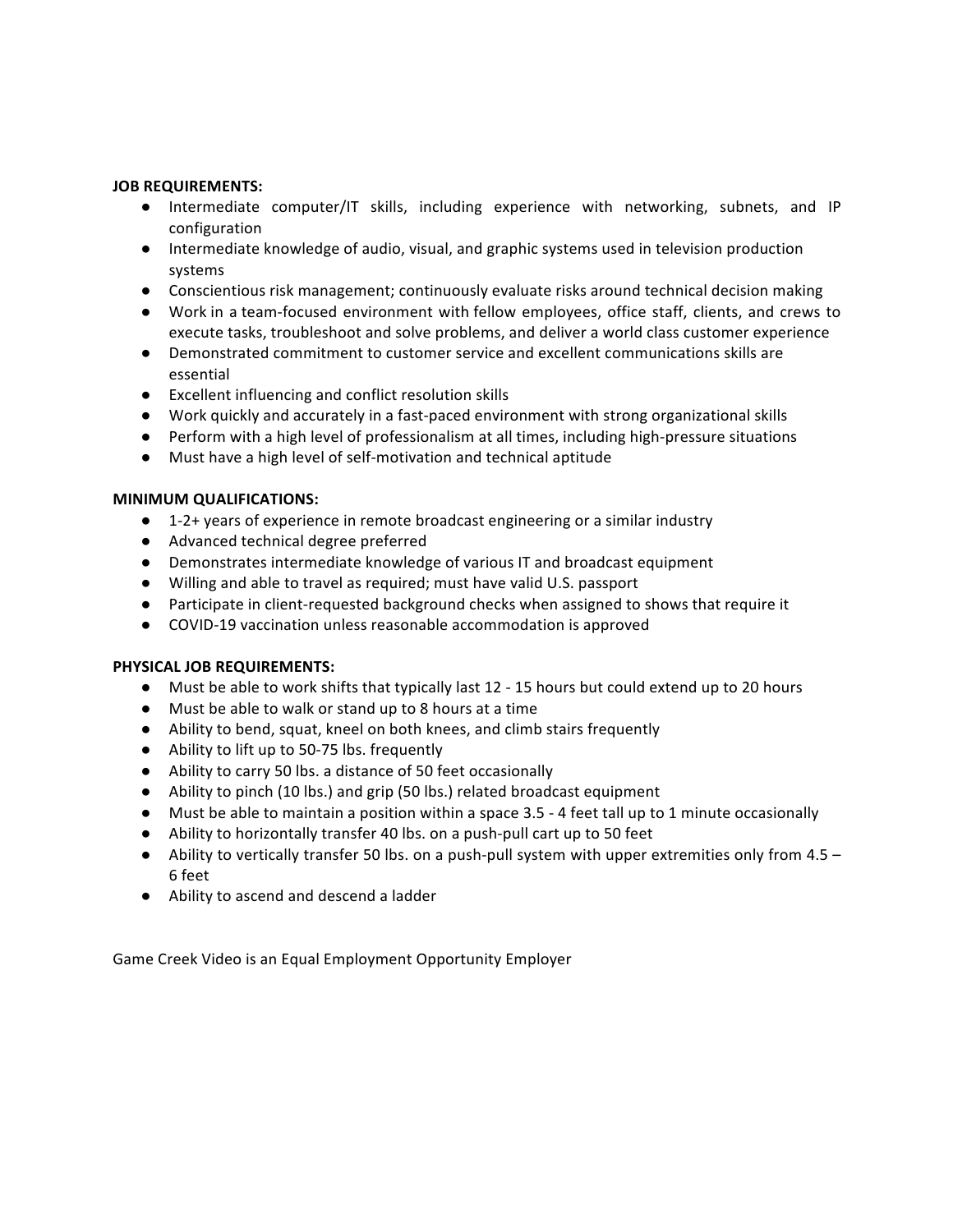**JOB REQUIREMENTS:**

- Intermediate computer/IT skills, including experience with networking, subnets, and IP configuration
- Intermediate knowledge of audio, visual, and graphic systems used in television production systems
- Conscientious risk management; continuously evaluate risks around technical decision making
- Work in a team-focused environment with fellow employees, office staff, clients, and crews to execute tasks, troubleshoot and solve problems, and deliver a world class customer experience
- Demonstrated commitment to customer service and excellent communications skills are essential
- Excellent influencing and conflict resolution skills
- Work quickly and accurately in a fast-paced environment with strong organizational skills
- Perform with a high level of professionalism at all times, including high-pressure situations
- Must have a high level of self-motivation and technical aptitude

**MINIMUM QUALIFICATIONS:**

- 1-2+ years of experience in remote broadcast engineering or a similar industry
- Advanced technical degree preferred
- Demonstrates intermediate knowledge of various IT and broadcast equipment
- Willing and able to travel as required; must have valid U.S. passport
- Participate in client-requested background checks when assigned to shows that require it
- COVID-19 vaccination unless reasonable accommodation is approved

**PHYSICAL JOB REQUIREMENTS:**

- Must be able to work shifts that typically last 12 - 15 hours but could extend up to 20 hours
- Must be able to walk or stand up to 8 hours at a time
- Ability to bend, squat, kneel on both knees, and climb stairs frequently
- Ability to lift up to 50-75 lbs. frequently
- Ability to carry 50 lbs. a distance of 50 feet occasionally
- Ability to pinch (10 lbs.) and grip (50 lbs.) related broadcast equipment
- Must be able to maintain a position within a space 3.5 - 4 feet tall up to 1 minute occasionally
- Ability to horizontally transfer 40 lbs. on a push-pull cart up to 50 feet
- Ability to vertically transfer 50 lbs. on a push-pull system with upper extremities only from 4.5 – 6 feet
- Ability to ascend and descend a ladder

Game Creek Video is an Equal Employment Opportunity Employer